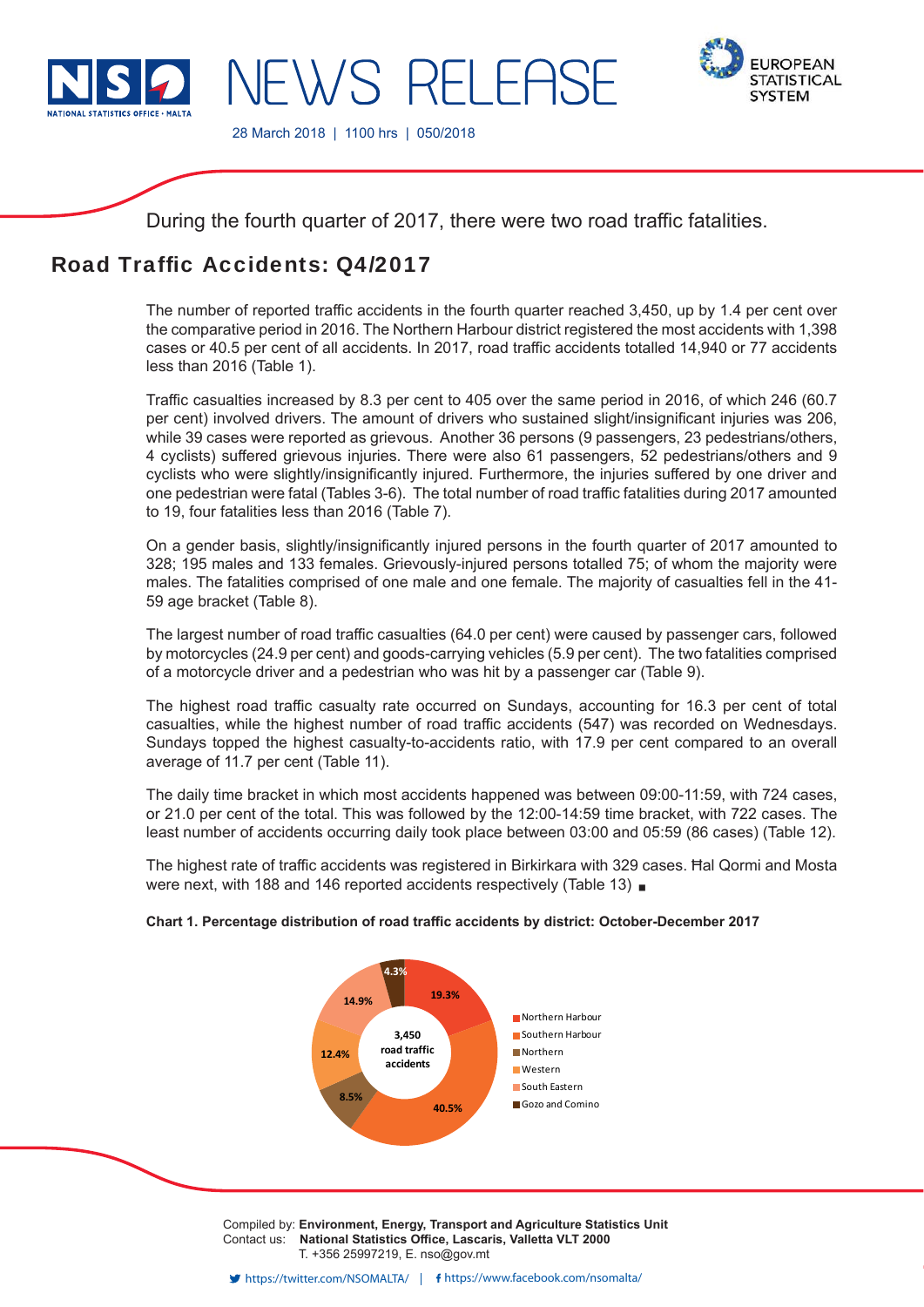# NEWS RELEASE

28 March 2018 | 1100 hrs | 050/2018

During the fourth quarter of 2017, there were two road traffic fatalities.

## Road Traffic Accidents: Q4/2017

The number of reported traffic accidents in the fourth quarter reached 3,450, up by 1.4 per cent over the comparative period in 2016. The Northern Harbour district registered the most accidents with 1,398 cases or 40.5 per cent of all accidents. In 2017, road traffic accidents totalled 14,940 or 77 accidents less than 2016 (Table 1).

Traffic casualties increased by 8.3 per cent to 405 over the same period in 2016, of which 246 (60.7 per cent) involved drivers. The amount of drivers who sustained slight/insignificant injuries was 206, while 39 cases were reported as grievous. Another 36 persons (9 passengers, 23 pedestrians/others, 4 cyclists) suffered grievous injuries. There were also 61 passengers, 52 pedestrians/others and 9 cyclists who were slightly/insignificantly injured. Furthermore, the injuries suffered by one driver and one pedestrian were fatal (Tables 3-6). The total number of road traffic fatalities during 2017 amounted to 19, four fatalities less than 2016 (Table 7).

On a gender basis, slightly/insignificantly injured persons in the fourth quarter of 2017 amounted to 328; 195 males and 133 females. Grievously-injured persons totalled 75; of whom the majority were males. The fatalities comprised of one male and one female. The majority of casualties fell in the 41-59 age bracket (Table 8).

The largest number of road traffic casualties (64.0 per cent) were caused by passenger cars, followed by motorcycles (24.9 per cent) and goods-carrying vehicles (5.9 per cent). The two fatalities comprised of a motorcycle driver and a pedestrian who was hit by a passenger car (Table 9).

The highest road traffic casualty rate occurred on Sundays, accounting for 16.3 per cent of total casualties, while the highest number of road traffic accidents (547) was recorded on Wednesdays. Sundays topped the highest casualty-to-accidents ratio, with 17.9 per cent compared to an overall average of 11.7 per cent (Table 11).

The daily time bracket in which most accidents happened was between 09:00-11:59, with 724 cases, or 21.0 per cent of the total. This was followed by the 12:00-14:59 time bracket, with 722 cases. The least number of accidents occurring daily took place between 03:00 and 05:59 (86 cases) (Table 12).

The highest rate of traffic accidents was registered in Birkirkara with 329 cases. Ħal Qormi and Mosta were next, with 188 and 146 reported accidents respectively (Table 13) ▪

**Chart 1. Percentage distribution of road traffic accidents by district: October-December 2017**

| District | Per cent |
|---|---|
| Northern Harbour | 40.5% |
| Southern Harbour | 19.3% |
| Northern | 14.9% |
| Western | 12.4% |
| South Eastern | 8.5% |
| Gozo and Comino | 4.3% |

3,450 road traffic accidents

Compiled by: **Environment, Energy, Transport and Agriculture Statistics Unit**
Contact us: **National Statistics Office, Lascaris, Valletta VLT 2000**
T. +356 25997219, E. nso@gov.mt

https://twitter.com/NSOMALTA/ | https://www.facebook.com/nsomalta/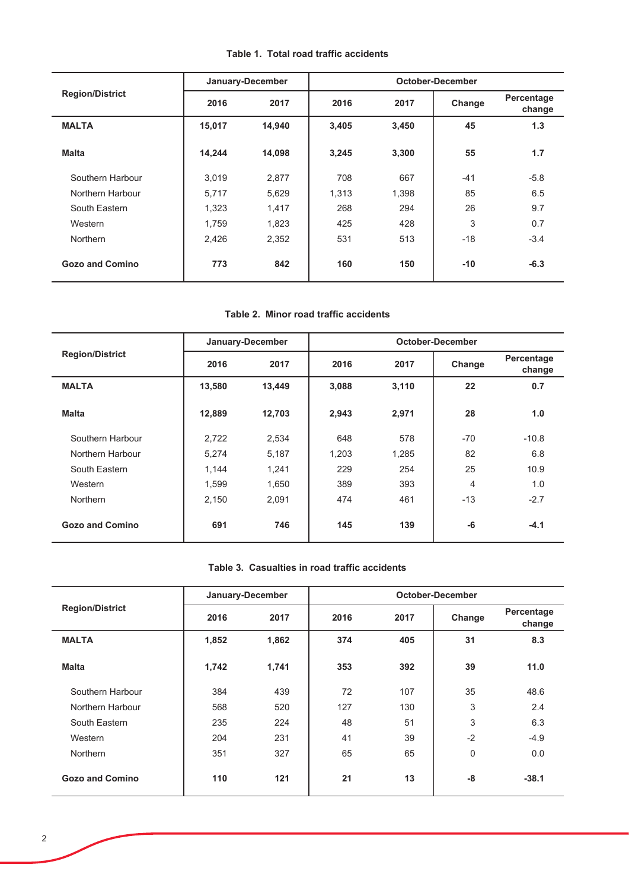**Table 1. Total road traffic accidents**

| Region/District | January-December | | October-December | | | |
|---|---|---|---|---|---|---|
| | 2016 | 2017 | 2016 | 2017 | Change | Percentage change |
| **MALTA** | **15,017** | **14,940** | **3,405** | **3,450** | **45** | **1.3** |
| **Malta** | **14,244** | **14,098** | **3,245** | **3,300** | **55** | **1.7** |
| Southern Harbour | 3,019 | 2,877 | 708 | 667 | -41 | -5.8 |
| Northern Harbour | 5,717 | 5,629 | 1,313 | 1,398 | 85 | 6.5 |
| South Eastern | 1,323 | 1,417 | 268 | 294 | 26 | 9.7 |
| Western | 1,759 | 1,823 | 425 | 428 | 3 | 0.7 |
| Northern | 2,426 | 2,352 | 531 | 513 | -18 | -3.4 |
| **Gozo and Comino** | **773** | **842** | **160** | **150** | **-10** | **-6.3** |

**Table 2. Minor road traffic accidents**

| Region/District | January-December | | October-December | | | |
|---|---|---|---|---|---|---|
| | 2016 | 2017 | 2016 | 2017 | Change | Percentage change |
| **MALTA** | **13,580** | **13,449** | **3,088** | **3,110** | **22** | **0.7** |
| **Malta** | **12,889** | **12,703** | **2,943** | **2,971** | **28** | **1.0** |
| Southern Harbour | 2,722 | 2,534 | 648 | 578 | -70 | -10.8 |
| Northern Harbour | 5,274 | 5,187 | 1,203 | 1,285 | 82 | 6.8 |
| South Eastern | 1,144 | 1,241 | 229 | 254 | 25 | 10.9 |
| Western | 1,599 | 1,650 | 389 | 393 | 4 | 1.0 |
| Northern | 2,150 | 2,091 | 474 | 461 | -13 | -2.7 |
| **Gozo and Comino** | **691** | **746** | **145** | **139** | **-6** | **-4.1** |

**Table 3. Casualties in road traffic accidents**

| Region/District | January-December | | October-December | | | |
|---|---|---|---|---|---|---|
| | 2016 | 2017 | 2016 | 2017 | Change | Percentage change |
| **MALTA** | **1,852** | **1,862** | **374** | **405** | **31** | **8.3** |
| **Malta** | **1,742** | **1,741** | **353** | **392** | **39** | **11.0** |
| Southern Harbour | 384 | 439 | 72 | 107 | 35 | 48.6 |
| Northern Harbour | 568 | 520 | 127 | 130 | 3 | 2.4 |
| South Eastern | 235 | 224 | 48 | 51 | 3 | 6.3 |
| Western | 204 | 231 | 41 | 39 | -2 | -4.9 |
| Northern | 351 | 327 | 65 | 65 | 0 | 0.0 |
| **Gozo and Comino** | **110** | **121** | **21** | **13** | **-8** | **-38.1** |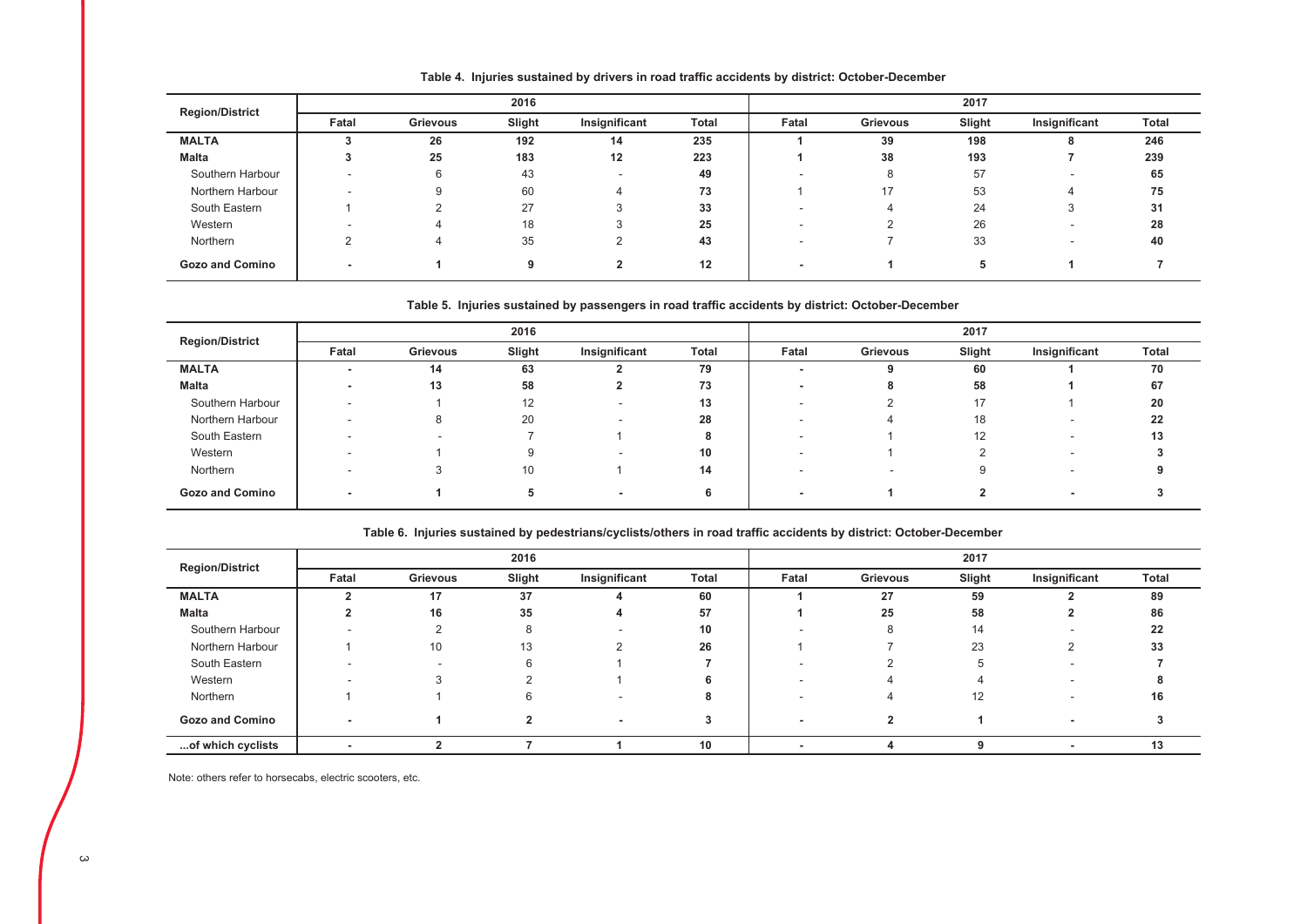**Table 4. Injuries sustained by drivers in road traffic accidents by district: October-December**

| Region/District | 2016 | | | | | 2017 | | | | |
|---|---|---|---|---|---|---|---|---|---|---|
| | Fatal | Grievous | Slight | Insignificant | Total | Fatal | Grievous | Slight | Insignificant | Total |
| **MALTA** | **3** | **26** | **192** | **14** | **235** | **1** | **39** | **198** | **8** | **246** |
| **Malta** | **3** | **25** | **183** | **12** | **223** | **1** | **38** | **193** | **7** | **239** |
| Southern Harbour | - | 6 | 43 | - | **49** | - | 8 | 57 | - | **65** |
| Northern Harbour | - | 9 | 60 | 4 | **73** | 1 | 17 | 53 | 4 | **75** |
| South Eastern | 1 | 2 | 27 | 3 | **33** | - | 4 | 24 | 3 | **31** |
| Western | - | 4 | 18 | 3 | **25** | - | 2 | 26 | - | **28** |
| Northern | 2 | 4 | 35 | 2 | **43** | - | 7 | 33 | - | **40** |
| **Gozo and Comino** | **-** | **1** | **9** | **2** | **12** | **-** | **1** | **5** | **1** | **7** |

**Table 5. Injuries sustained by passengers in road traffic accidents by district: October-December**

| Region/District | 2016 | | | | | 2017 | | | | |
|---|---|---|---|---|---|---|---|---|---|---|
| | Fatal | Grievous | Slight | Insignificant | Total | Fatal | Grievous | Slight | Insignificant | Total |
| **MALTA** | **-** | **14** | **63** | **2** | **79** | **-** | **9** | **60** | **1** | **70** |
| **Malta** | **-** | **13** | **58** | **2** | **73** | **-** | **8** | **58** | **1** | **67** |
| Southern Harbour | - | 1 | 12 | - | **13** | - | 2 | 17 | 1 | **20** |
| Northern Harbour | - | 8 | 20 | - | **28** | - | 4 | 18 | - | **22** |
| South Eastern | - | - | 7 | 1 | **8** | - | 1 | 12 | - | **13** |
| Western | - | 1 | 9 | - | **10** | - | 1 | 2 | - | **3** |
| Northern | - | 3 | 10 | 1 | **14** | - | - | 9 | - | **9** |
| **Gozo and Comino** | **-** | **1** | **5** | **-** | **6** | **-** | **1** | **2** | **-** | **3** |

**Table 6. Injuries sustained by pedestrians/cyclists/others in road traffic accidents by district: October-December**

| Region/District | 2016 | | | | | 2017 | | | | |
|---|---|---|---|---|---|---|---|---|---|---|
| | Fatal | Grievous | Slight | Insignificant | Total | Fatal | Grievous | Slight | Insignificant | Total |
| **MALTA** | **2** | **17** | **37** | **4** | **60** | **1** | **27** | **59** | **2** | **89** |
| **Malta** | **2** | **16** | **35** | **4** | **57** | **1** | **25** | **58** | **2** | **86** |
| Southern Harbour | - | 2 | 8 | - | **10** | - | 8 | 14 | - | **22** |
| Northern Harbour | 1 | 10 | 13 | 2 | **26** | 1 | 7 | 23 | 2 | **33** |
| South Eastern | - | - | 6 | 1 | **7** | - | 2 | 5 | - | **7** |
| Western | - | 3 | 2 | 1 | **6** | - | 4 | 4 | - | **8** |
| Northern | 1 | 1 | 6 | - | **8** | - | 4 | 12 | - | **16** |
| **Gozo and Comino** | **-** | **1** | **2** | **-** | **3** | **-** | **2** | **1** | **-** | **3** |
| **...of which cyclists** | **-** | **2** | **7** | **1** | **10** | **-** | **4** | **9** | **-** | **13** |

Note: others refer to horsecabs, electric scooters, etc.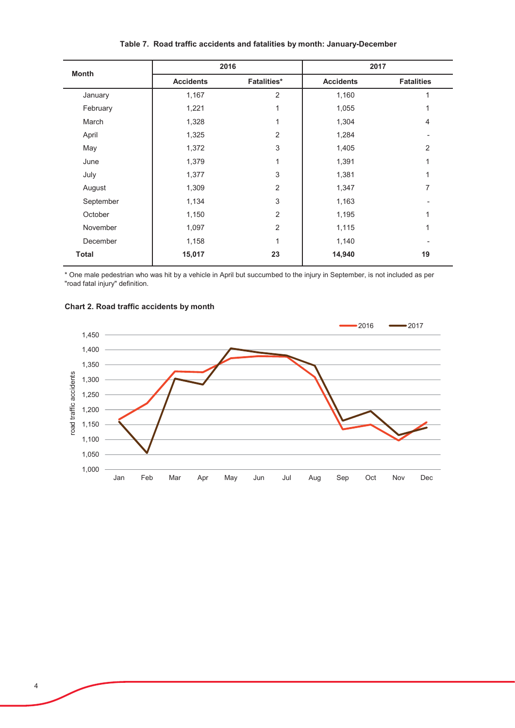**Table 7. Road traffic accidents and fatalities by month: January-December**

| Month | 2016 | | 2017 | |
|---|---|---|---|---|
| | Accidents | Fatalities* | Accidents | Fatalities |
| January | 1,167 | 2 | 1,160 | 1 |
| February | 1,221 | 1 | 1,055 | 1 |
| March | 1,328 | 1 | 1,304 | 4 |
| April | 1,325 | 2 | 1,284 | - |
| May | 1,372 | 3 | 1,405 | 2 |
| June | 1,379 | 1 | 1,391 | 1 |
| July | 1,377 | 3 | 1,381 | 1 |
| August | 1,309 | 2 | 1,347 | 7 |
| September | 1,134 | 3 | 1,163 | - |
| October | 1,150 | 2 | 1,195 | 1 |
| November | 1,097 | 2 | 1,115 | 1 |
| December | 1,158 | 1 | 1,140 | - |
| **Total** | **15,017** | **23** | **14,940** | **19** |

* One male pedestrian who was hit by a vehicle in April but succumbed to the injury in September, is not included as per "road fatal injury" definition.

**Chart 2. Road traffic accidents by month**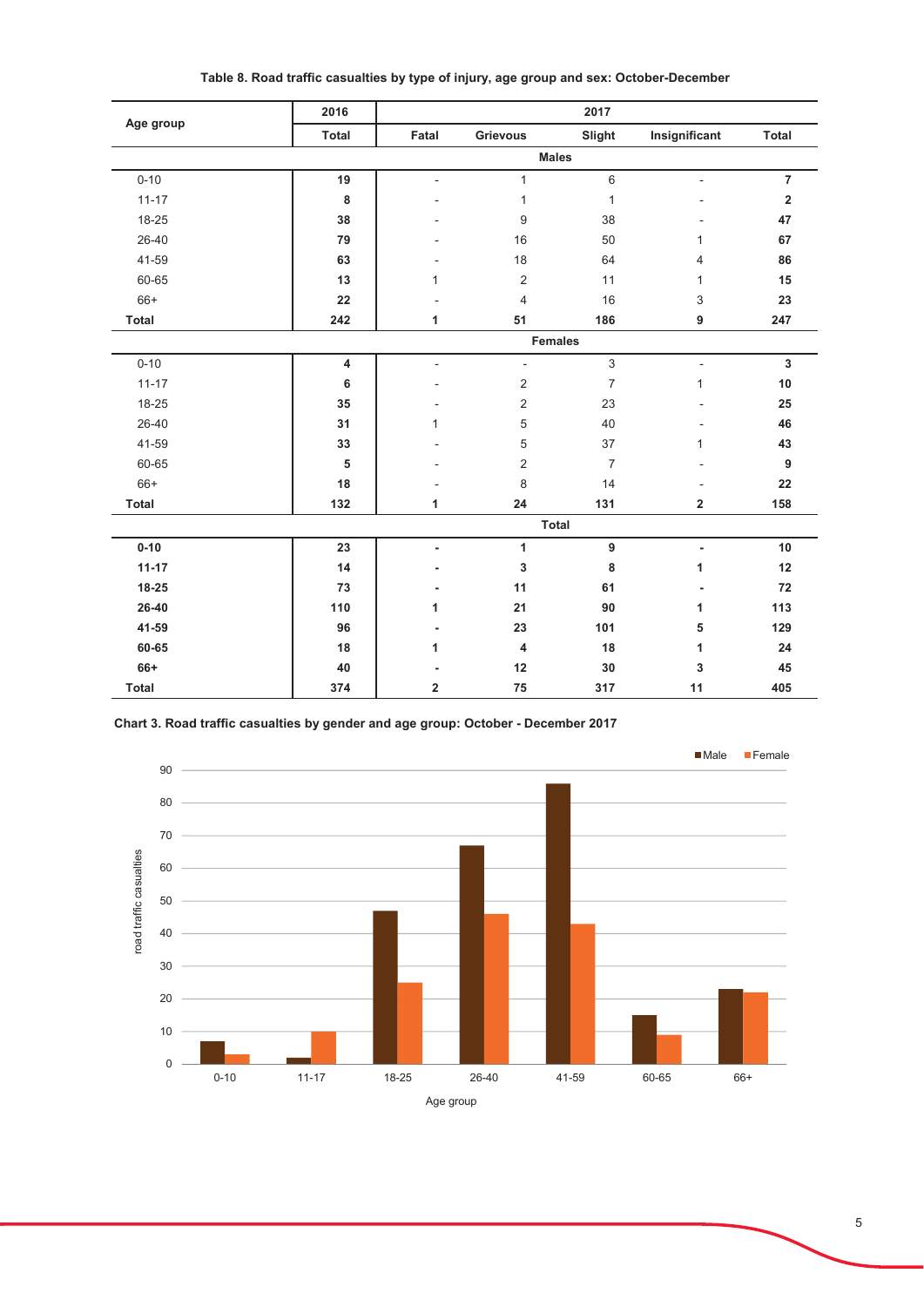**Table 8. Road traffic casualties by type of injury, age group and sex: October-December**

| Age group | 2016 | 2017 | | | | |
|---|---|---|---|---|---|---|
| | Total | Fatal | Grievous | Slight | Insignificant | Total |
| **Males** | | | | | | |
| 0-10 | **19** | - | 1 | 6 | - | **7** |
| 11-17 | **8** | - | 1 | 1 | - | **2** |
| 18-25 | **38** | - | 9 | 38 | - | **47** |
| 26-40 | **79** | - | 16 | 50 | 1 | **67** |
| 41-59 | **63** | - | 18 | 64 | 4 | **86** |
| 60-65 | **13** | 1 | 2 | 11 | 1 | **15** |
| 66+ | **22** | - | 4 | 16 | 3 | **23** |
| **Total** | **242** | **1** | **51** | **186** | **9** | **247** |
| **Females** | | | | | | |
| 0-10 | **4** | - | - | 3 | - | **3** |
| 11-17 | **6** | - | 2 | 7 | 1 | **10** |
| 18-25 | **35** | - | 2 | 23 | - | **25** |
| 26-40 | **31** | 1 | 5 | 40 | - | **46** |
| 41-59 | **33** | - | 5 | 37 | 1 | **43** |
| 60-65 | **5** | - | 2 | 7 | - | **9** |
| 66+ | **18** | - | 8 | 14 | - | **22** |
| **Total** | **132** | **1** | **24** | **131** | **2** | **158** |
| **Total** | | | | | | |
| **0-10** | **23** | **-** | **1** | **9** | **-** | **10** |
| **11-17** | **14** | **-** | **3** | **8** | **1** | **12** |
| **18-25** | **73** | **-** | **11** | **61** | **-** | **72** |
| **26-40** | **110** | **1** | **21** | **90** | **1** | **113** |
| **41-59** | **96** | **-** | **23** | **101** | **5** | **129** |
| **60-65** | **18** | **1** | **4** | **18** | **1** | **24** |
| **66+** | **40** | **-** | **12** | **30** | **3** | **45** |
| **Total** | **374** | **2** | **75** | **317** | **11** | **405** |

**Chart 3. Road traffic casualties by gender and age group: October - December 2017**

| Age group | Male | Female |
|---|---|---|
| 0-10 | 7 | 3 |
| 11-17 | 2 | 10 |
| 18-25 | 47 | 25 |
| 26-40 | 67 | 46 |
| 41-59 | 86 | 43 |
| 60-65 | 15 | 9 |
| 66+ | 23 | 22 |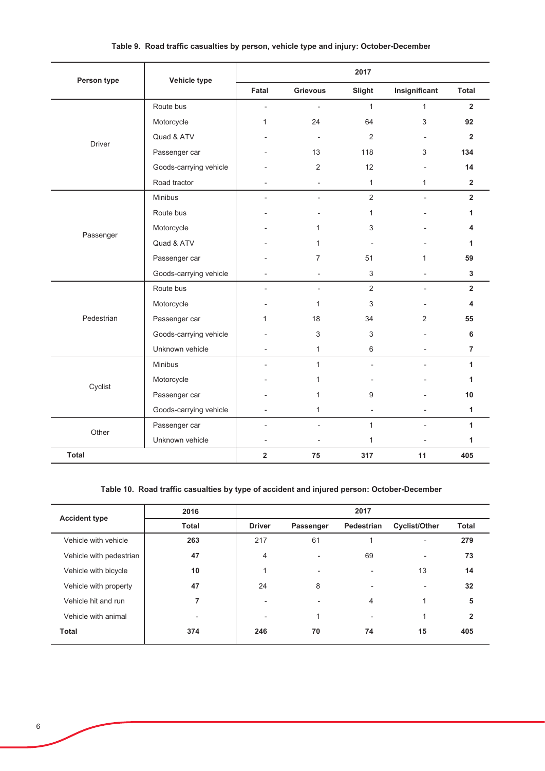**Table 9. Road traffic casualties by person, vehicle type and injury: October-December**

| Person type | Vehicle type | 2017 | | | | |
|---|---|---|---|---|---|---|
| | | Fatal | Grievous | Slight | Insignificant | Total |
| Driver | Route bus | - | - | 1 | 1 | **2** |
| | Motorcycle | 1 | 24 | 64 | 3 | **92** |
| | Quad & ATV | - | - | 2 | - | **2** |
| | Passenger car | - | 13 | 118 | 3 | **134** |
| | Goods-carrying vehicle | - | 2 | 12 | - | **14** |
| | Road tractor | - | - | 1 | 1 | **2** |
| Passenger | Minibus | - | - | 2 | - | **2** |
| | Route bus | - | - | 1 | - | **1** |
| | Motorcycle | - | 1 | 3 | - | **4** |
| | Quad & ATV | - | 1 | - | - | **1** |
| | Passenger car | - | 7 | 51 | 1 | **59** |
| | Goods-carrying vehicle | - | - | 3 | - | **3** |
| Pedestrian | Route bus | - | - | 2 | - | **2** |
| | Motorcycle | - | 1 | 3 | - | **4** |
| | Passenger car | 1 | 18 | 34 | 2 | **55** |
| | Goods-carrying vehicle | - | 3 | 3 | - | **6** |
| | Unknown vehicle | - | 1 | 6 | - | **7** |
| Cyclist | Minibus | - | 1 | - | - | **1** |
| | Motorcycle | - | 1 | - | - | **1** |
| | Passenger car | - | 1 | 9 | - | **10** |
| | Goods-carrying vehicle | - | 1 | - | - | **1** |
| Other | Passenger car | - | - | 1 | - | **1** |
| | Unknown vehicle | - | - | 1 | - | **1** |
| **Total** | | **2** | **75** | **317** | **11** | **405** |

**Table 10. Road traffic casualties by type of accident and injured person: October-December**

| Accident type | 2016 | 2017 | | | | |
|---|---|---|---|---|---|---|
| | Total | Driver | Passenger | Pedestrian | Cyclist/Other | Total |
| Vehicle with vehicle | **263** | 217 | 61 | 1 | - | **279** |
| Vehicle with pedestrian | **47** | 4 | - | 69 | - | **73** |
| Vehicle with bicycle | **10** | 1 | - | - | 13 | **14** |
| Vehicle with property | **47** | 24 | 8 | - | - | **32** |
| Vehicle hit and run | **7** | - | - | 4 | 1 | **5** |
| Vehicle with animal | - | - | 1 | - | 1 | **2** |
| **Total** | **374** | **246** | **70** | **74** | **15** | **405** |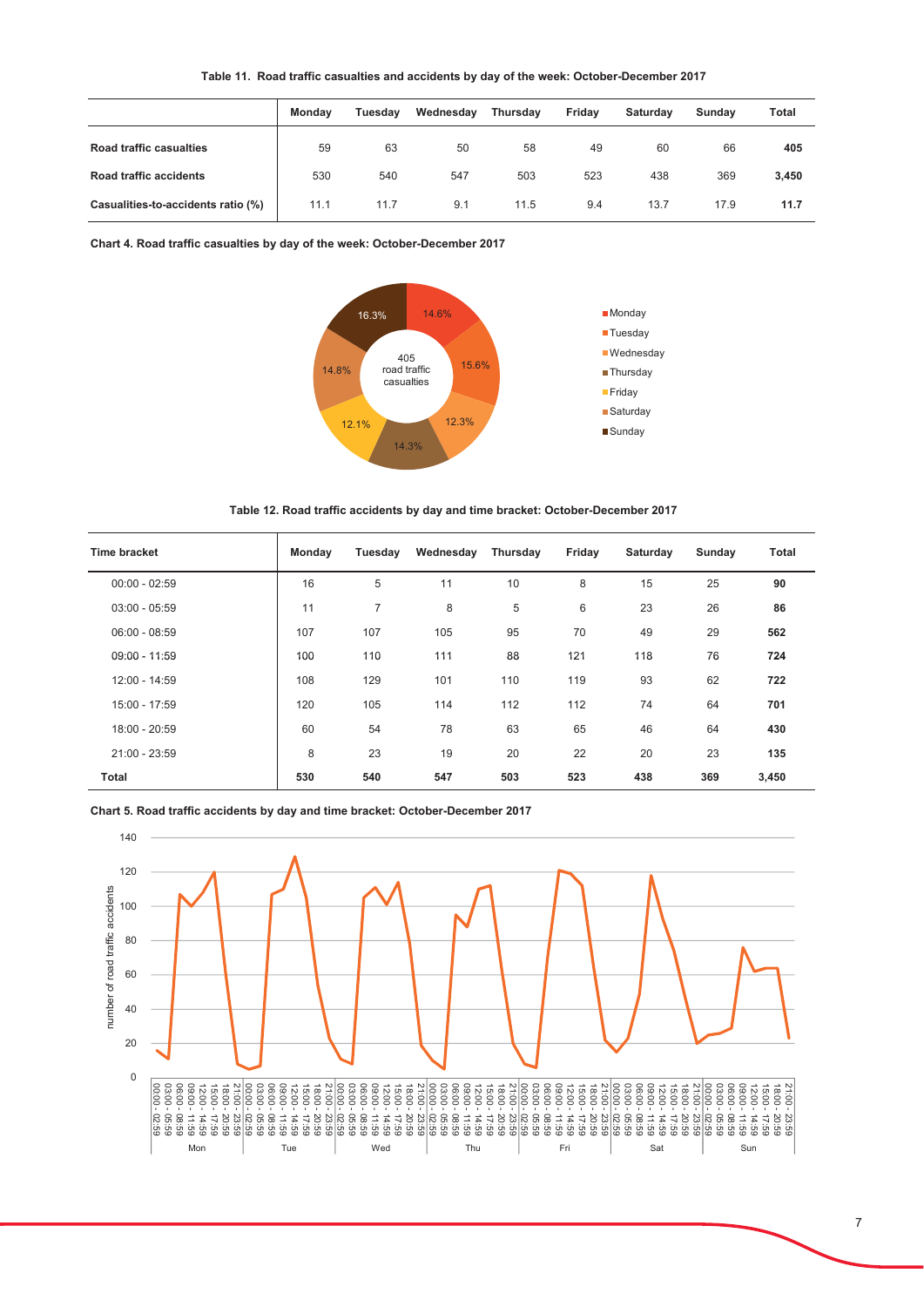**Table 11. Road traffic casualties and accidents by day of the week: October-December 2017**

| | Monday | Tuesday | Wednesday | Thursday | Friday | Saturday | Sunday | Total |
|---|---|---|---|---|---|---|---|---|
| **Road traffic casualties** | 59 | 63 | 50 | 58 | 49 | 60 | 66 | **405** |
| **Road traffic accidents** | 530 | 540 | 547 | 503 | 523 | 438 | 369 | **3,450** |
| **Casualities-to-accidents ratio (%)** | 11.1 | 11.7 | 9.1 | 11.5 | 9.4 | 13.7 | 17.9 | **11.7** |

**Chart 4. Road traffic casualties by day of the week: October-December 2017**

405 road traffic casualties

- Monday: 14.6%
- Tuesday: 15.6%
- Wednesday: 12.3%
- Thursday: 14.3%
- Friday: 12.1%
- Saturday: 14.8%
- Sunday: 16.3%

**Table 12. Road traffic accidents by day and time bracket: October-December 2017**

| Time bracket | Monday | Tuesday | Wednesday | Thursday | Friday | Saturday | Sunday | Total |
|---|---|---|---|---|---|---|---|---|
| 00:00 - 02:59 | 16 | 5 | 11 | 10 | 8 | 15 | 25 | **90** |
| 03:00 - 05:59 | 11 | 7 | 8 | 5 | 6 | 23 | 26 | **86** |
| 06:00 - 08:59 | 107 | 107 | 105 | 95 | 70 | 49 | 29 | **562** |
| 09:00 - 11:59 | 100 | 110 | 111 | 88 | 121 | 118 | 76 | **724** |
| 12:00 - 14:59 | 108 | 129 | 101 | 110 | 119 | 93 | 62 | **722** |
| 15:00 - 17:59 | 120 | 105 | 114 | 112 | 112 | 74 | 64 | **701** |
| 18:00 - 20:59 | 60 | 54 | 78 | 63 | 65 | 46 | 64 | **430** |
| 21:00 - 23:59 | 8 | 23 | 19 | 20 | 22 | 20 | 23 | **135** |
| **Total** | **530** | **540** | **547** | **503** | **523** | **438** | **369** | **3,450** |

**Chart 5. Road traffic accidents by day and time bracket: October-December 2017**

Y-axis: number of road traffic accidents (0–140). X-axis: time brackets (00:00 - 02:59 to 21:00 - 23:59) for Mon, Tue, Wed, Thu, Fri, Sat, Sun.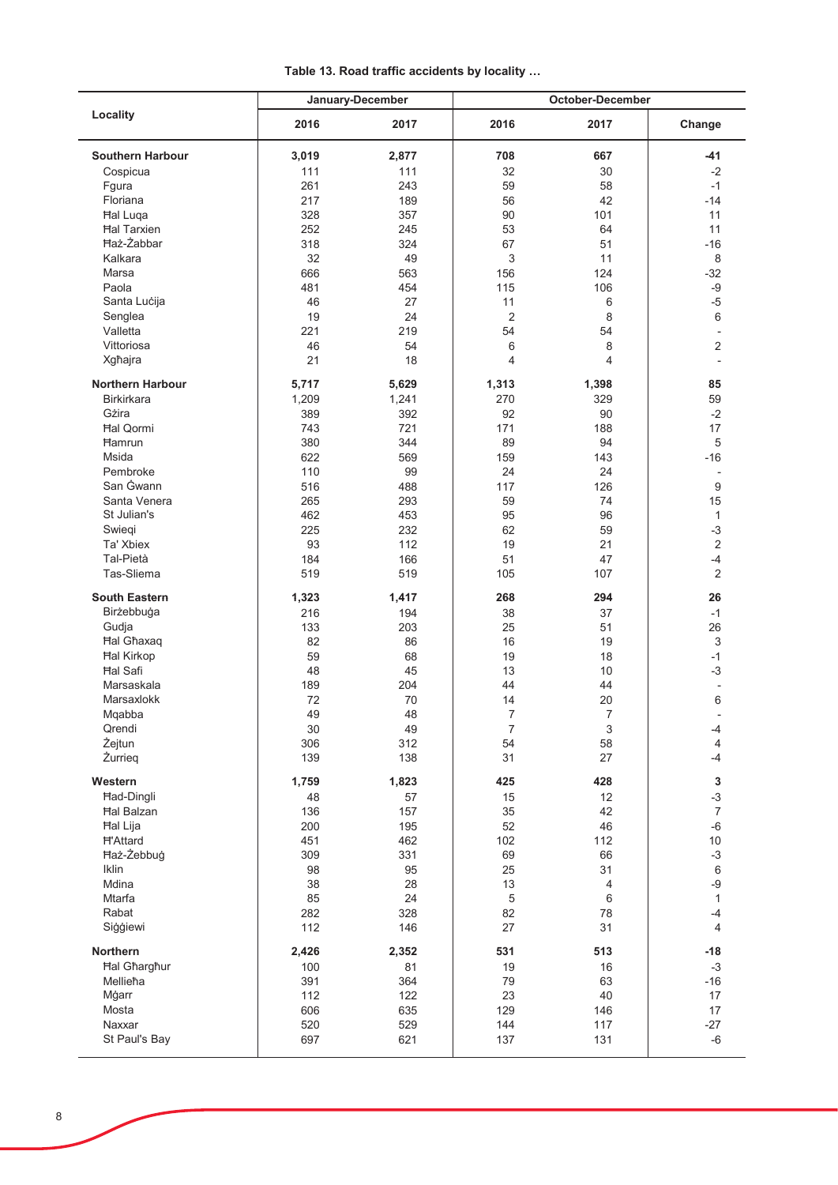**Table 13. Road traffic accidents by locality …**

| Locality | January-December | | October-December | | |
|---|---|---|---|---|---|
| | 2016 | 2017 | 2016 | 2017 | Change |
| **Southern Harbour** | **3,019** | **2,877** | **708** | **667** | **-41** |
| Cospicua | 111 | 111 | 32 | 30 | -2 |
| Fgura | 261 | 243 | 59 | 58 | -1 |
| Floriana | 217 | 189 | 56 | 42 | -14 |
| Ħal Luqa | 328 | 357 | 90 | 101 | 11 |
| Ħal Tarxien | 252 | 245 | 53 | 64 | 11 |
| Ħaż-Żabbar | 318 | 324 | 67 | 51 | -16 |
| Kalkara | 32 | 49 | 3 | 11 | 8 |
| Marsa | 666 | 563 | 156 | 124 | -32 |
| Paola | 481 | 454 | 115 | 106 | -9 |
| Santa Luċija | 46 | 27 | 11 | 6 | -5 |
| Senglea | 19 | 24 | 2 | 8 | 6 |
| Valletta | 221 | 219 | 54 | 54 | - |
| Vittoriosa | 46 | 54 | 6 | 8 | 2 |
| Xgħajra | 21 | 18 | 4 | 4 | - |
| **Northern Harbour** | **5,717** | **5,629** | **1,313** | **1,398** | **85** |
| Birkirkara | 1,209 | 1,241 | 270 | 329 | 59 |
| Gżira | 389 | 392 | 92 | 90 | -2 |
| Ħal Qormi | 743 | 721 | 171 | 188 | 17 |
| Ħamrun | 380 | 344 | 89 | 94 | 5 |
| Msida | 622 | 569 | 159 | 143 | -16 |
| Pembroke | 110 | 99 | 24 | 24 | - |
| San Ġwann | 516 | 488 | 117 | 126 | 9 |
| Santa Venera | 265 | 293 | 59 | 74 | 15 |
| St Julian's | 462 | 453 | 95 | 96 | 1 |
| Swieqi | 225 | 232 | 62 | 59 | -3 |
| Ta' Xbiex | 93 | 112 | 19 | 21 | 2 |
| Tal-Pietà | 184 | 166 | 51 | 47 | -4 |
| Tas-Sliema | 519 | 519 | 105 | 107 | 2 |
| **South Eastern** | **1,323** | **1,417** | **268** | **294** | **26** |
| Birżebbuġa | 216 | 194 | 38 | 37 | -1 |
| Gudja | 133 | 203 | 25 | 51 | 26 |
| Ħal Għaxaq | 82 | 86 | 16 | 19 | 3 |
| Ħal Kirkop | 59 | 68 | 19 | 18 | -1 |
| Ħal Safi | 48 | 45 | 13 | 10 | -3 |
| Marsaskala | 189 | 204 | 44 | 44 | - |
| Marsaxlokk | 72 | 70 | 14 | 20 | 6 |
| Mqabba | 49 | 48 | 7 | 7 | - |
| Qrendi | 30 | 49 | 7 | 3 | -4 |
| Żejtun | 306 | 312 | 54 | 58 | 4 |
| Żurrieq | 139 | 138 | 31 | 27 | -4 |
| **Western** | **1,759** | **1,823** | **425** | **428** | **3** |
| Ħad-Dingli | 48 | 57 | 15 | 12 | -3 |
| Ħal Balzan | 136 | 157 | 35 | 42 | 7 |
| Ħal Lija | 200 | 195 | 52 | 46 | -6 |
| Ħ'Attard | 451 | 462 | 102 | 112 | 10 |
| Ħaż-Żebbuġ | 309 | 331 | 69 | 66 | -3 |
| Iklin | 98 | 95 | 25 | 31 | 6 |
| Mdina | 38 | 28 | 13 | 4 | -9 |
| Mtarfa | 85 | 24 | 5 | 6 | 1 |
| Rabat | 282 | 328 | 82 | 78 | -4 |
| Siġġiewi | 112 | 146 | 27 | 31 | 4 |
| **Northern** | **2,426** | **2,352** | **531** | **513** | **-18** |
| Ħal Għargħur | 100 | 81 | 19 | 16 | -3 |
| Mellieħa | 391 | 364 | 79 | 63 | -16 |
| Mġarr | 112 | 122 | 23 | 40 | 17 |
| Mosta | 606 | 635 | 129 | 146 | 17 |
| Naxxar | 520 | 529 | 144 | 117 | -27 |
| St Paul's Bay | 697 | 621 | 137 | 131 | -6 |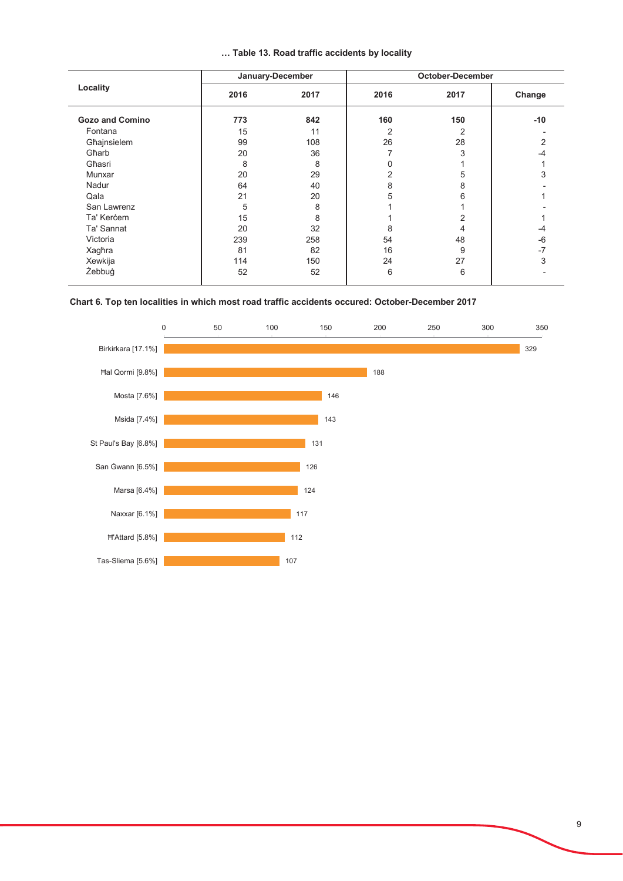**… Table 13. Road traffic accidents by locality**

| Locality | January-December | | October-December | | |
|---|---|---|---|---|---|
| | 2016 | 2017 | 2016 | 2017 | Change |
| **Gozo and Comino** | **773** | **842** | **160** | **150** | **-10** |
| Fontana | 15 | 11 | 2 | 2 | - |
| Għajnsielem | 99 | 108 | 26 | 28 | 2 |
| Għarb | 20 | 36 | 7 | 3 | -4 |
| Għasri | 8 | 8 | 0 | 1 | 1 |
| Munxar | 20 | 29 | 2 | 5 | 3 |
| Nadur | 64 | 40 | 8 | 8 | - |
| Qala | 21 | 20 | 5 | 6 | 1 |
| San Lawrenz | 5 | 8 | 1 | 1 | - |
| Ta' Kerċem | 15 | 8 | 1 | 2 | 1 |
| Ta' Sannat | 20 | 32 | 8 | 4 | -4 |
| Victoria | 239 | 258 | 54 | 48 | -6 |
| Xagħra | 81 | 82 | 16 | 9 | -7 |
| Xewkija | 114 | 150 | 24 | 27 | 3 |
| Żebbuġ | 52 | 52 | 6 | 6 | - |

**Chart 6. Top ten localities in which most road traffic accidents occured: October-December 2017**

| Locality | Accidents |
|---|---|
| Birkirkara [17.1%] | 329 |
| Ħal Qormi [9.8%] | 188 |
| Mosta [7.6%] | 146 |
| Msida [7.4%] | 143 |
| St Paul's Bay [6.8%] | 131 |
| San Ġwann [6.5%] | 126 |
| Marsa [6.4%] | 124 |
| Naxxar [6.1%] | 117 |
| Ħ'Attard [5.8%] | 112 |
| Tas-Sliema [5.6%] | 107 |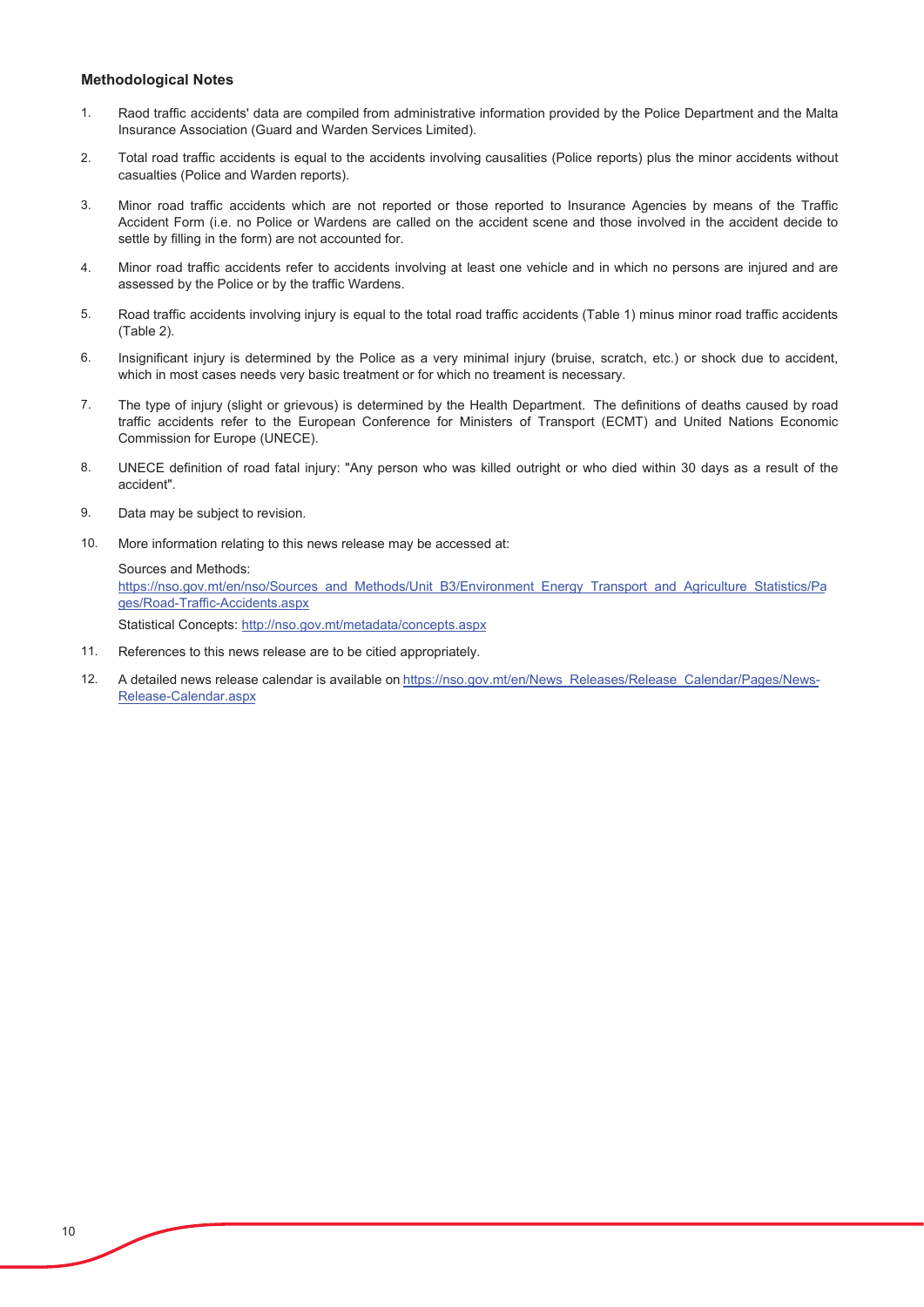### Methodological Notes

1. Raod traffic accidents' data are compiled from administrative information provided by the Police Department and the Malta Insurance Association (Guard and Warden Services Limited).

2. Total road traffic accidents is equal to the accidents involving causalities (Police reports) plus the minor accidents without casualties (Police and Warden reports).

3. Minor road traffic accidents which are not reported or those reported to Insurance Agencies by means of the Traffic Accident Form (i.e. no Police or Wardens are called on the accident scene and those involved in the accident decide to settle by filling in the form) are not accounted for.

4. Minor road traffic accidents refer to accidents involving at least one vehicle and in which no persons are injured and are assessed by the Police or by the traffic Wardens.

5. Road traffic accidents involving injury is equal to the total road traffic accidents (Table 1) minus minor road traffic accidents (Table 2).

6. Insignificant injury is determined by the Police as a very minimal injury (bruise, scratch, etc.) or shock due to accident, which in most cases needs very basic treatment or for which no treament is necessary.

7. The type of injury (slight or grievous) is determined by the Health Department. The definitions of deaths caused by road traffic accidents refer to the European Conference for Ministers of Transport (ECMT) and United Nations Economic Commission for Europe (UNECE).

8. UNECE definition of road fatal injury: "Any person who was killed outright or who died within 30 days as a result of the accident".

9. Data may be subject to revision.

10. More information relating to this news release may be accessed at:

    Sources and Methods:
    https://nso.gov.mt/en/nso/Sources_and_Methods/Unit_B3/Environment_Energy_Transport_and_Agriculture_Statistics/Pages/Road-Traffic-Accidents.aspx

    Statistical Concepts: http://nso.gov.mt/metadata/concepts.aspx

11. References to this news release are to be citied appropriately.

12. A detailed news release calendar is available on https://nso.gov.mt/en/News_Releases/Release_Calendar/Pages/News-Release-Calendar.aspx